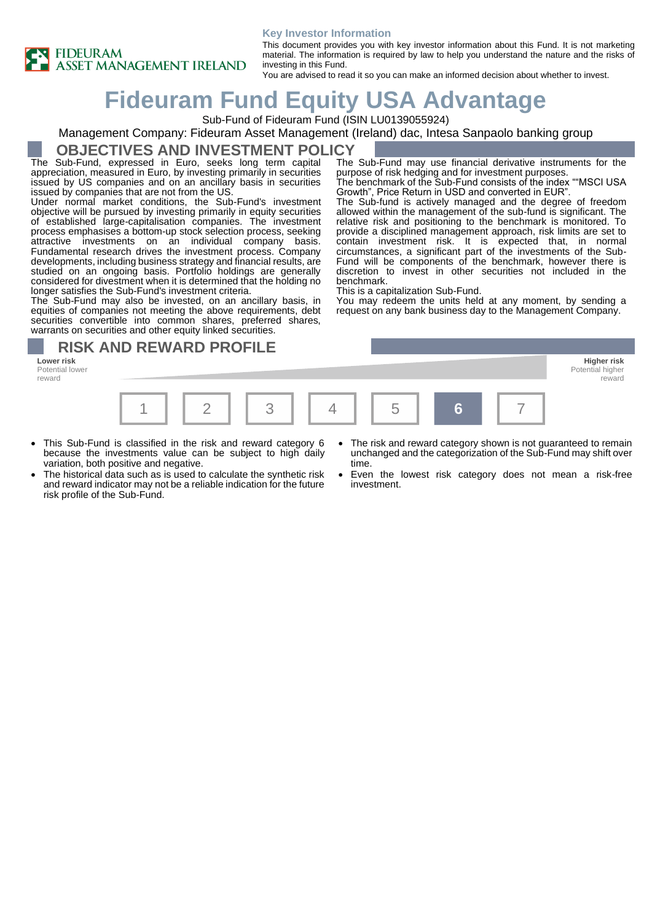FIDEURAM ASSET MANAGEMENT IRELAND

**Key Investor Information**

This document provides you with key investor information about this Fund. It is not marketing material. The information is required by law to help you understand the nature and the risks of investing in this Fund.
You are advised to read it so you can make an informed decision about whether to invest.

# Fideuram Fund Equity USA Advantage

Sub-Fund of Fideuram Fund (ISIN LU0139055924)

Management Company: Fideuram Asset Management (Ireland) dac, Intesa Sanpaolo banking group

## OBJECTIVES AND INVESTMENT POLICY

The Sub-Fund, expressed in Euro, seeks long term capital appreciation, measured in Euro, by investing primarily in securities issued by US companies and on an ancillary basis in securities issued by companies that are not from the US.

Under normal market conditions, the Sub-Fund's investment objective will be pursued by investing primarily in equity securities of established large-capitalisation companies. The investment process emphasises a bottom-up stock selection process, seeking attractive investments on an individual company basis. Fundamental research drives the investment process. Company developments, including business strategy and financial results, are studied on an ongoing basis. Portfolio holdings are generally considered for divestment when it is determined that the holding no longer satisfies the Sub-Fund's investment criteria.

The Sub-Fund may also be invested, on an ancillary basis, in equities of companies not meeting the above requirements, debt securities convertible into common shares, preferred shares, warrants on securities and other equity linked securities.

The Sub-Fund may use financial derivative instruments for the purpose of risk hedging and for investment purposes.

The benchmark of the Sub-Fund consists of the index ""MSCI USA Growth", Price Return in USD and converted in EUR".

The Sub-fund is actively managed and the degree of freedom allowed within the management of the sub-fund is significant. The relative risk and positioning to the benchmark is monitored. To provide a disciplined management approach, risk limits are set to contain investment risk. It is expected that, in normal circumstances, a significant part of the investments of the Sub-Fund will be components of the benchmark, however there is discretion to invest in other securities not included in the benchmark.

This is a capitalization Sub-Fund.

You may redeem the units held at any moment, by sending a request on any bank business day to the Management Company.

## RISK AND REWARD PROFILE

**Lower risk**
Potential lower reward

**Higher risk**
Potential higher reward

| 1 | 2 | 3 | 4 | 5 | **6** | 7 |
|---|---|---|---|---|---|---|

- This Sub-Fund is classified in the risk and reward category 6 because the investments value can be subject to high daily variation, both positive and negative.
- The historical data such as is used to calculate the synthetic risk and reward indicator may not be a reliable indication for the future risk profile of the Sub-Fund.
- The risk and reward category shown is not guaranteed to remain unchanged and the categorization of the Sub-Fund may shift over time.
- Even the lowest risk category does not mean a risk-free investment.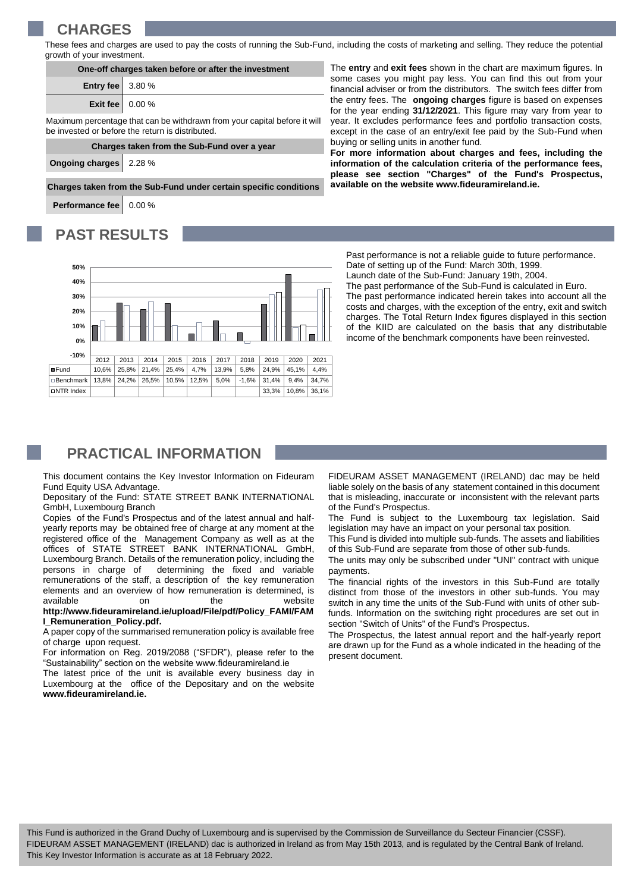## CHARGES

These fees and charges are used to pay the costs of running the Sub-Fund, including the costs of marketing and selling. They reduce the potential growth of your investment.

| One-off charges taken before or after the investment | |
|---|---|
| **Entry fee** | 3.80 % |
| **Exit fee** | 0.00 % |

Maximum percentage that can be withdrawn from your capital before it will be invested or before the return is distributed.

| Charges taken from the Sub-Fund over a year | |
|---|---|
| **Ongoing charges** | 2.28 % |

| Charges taken from the Sub-Fund under certain specific conditions | |
|---|---|
| **Performance fee** | 0.00 % |

The **entry** and **exit fees** shown in the chart are maximum figures. In some cases you might pay less. You can find this out from your financial adviser or from the distributors. The switch fees differ from the entry fees. The **ongoing charges** figure is based on expenses for the year ending **31/12/2021**. This figure may vary from year to year. It excludes performance fees and portfolio transaction costs, except in the case of an entry/exit fee paid by the Sub-Fund when buying or selling units in another fund.

**For more information about charges and fees, including the information of the calculation criteria of the performance fees, please see section "Charges" of the Fund's Prospectus, available on the website www.fideuramireland.ie.**

## PAST RESULTS

50%
40%
30%
20%
10%
0%
-10%

| | 2012 | 2013 | 2014 | 2015 | 2016 | 2017 | 2018 | 2019 | 2020 | 2021 |
|---|---|---|---|---|---|---|---|---|---|---|
| Fund | 10,6% | 25,8% | 21,4% | 25,4% | 4,7% | 13,9% | 5,8% | 24,9% | 45,1% | 4,4% |
| Benchmark | 13,8% | 24,2% | 26,5% | 10,5% | 12,5% | 5,0% | -1,6% | 31,4% | 9,4% | 34,7% |
| NTR Index | | | | | | | | 33,3% | 10,8% | 36,1% |

Past performance is not a reliable guide to future performance.
Date of setting up of the Fund: March 30th, 1999.
Launch date of the Sub-Fund: January 19th, 2004.
The past performance of the Sub-Fund is calculated in Euro.
The past performance indicated herein takes into account all the costs and charges, with the exception of the entry, exit and switch charges. The Total Return Index figures displayed in this section of the KIID are calculated on the basis that any distributable income of the benchmark components have been reinvested.

## PRACTICAL INFORMATION

This document contains the Key Investor Information on Fideuram Fund Equity USA Advantage.

Depositary of the Fund: STATE STREET BANK INTERNATIONAL GmbH, Luxembourg Branch

Copies of the Fund's Prospectus and of the latest annual and half-yearly reports may be obtained free of charge at any moment at the registered office of the Management Company as well as at the offices of STATE STREET BANK INTERNATIONAL GmbH, Luxembourg Branch. Details of the remuneration policy, including the persons in charge of determining the fixed and variable remunerations of the staff, a description of the key remuneration elements and an overview of how remuneration is determined, is available on the website **http://www.fideuramireland.ie/upload/File/pdf/Policy_FAMI/FAMI_Remuneration_Policy.pdf.**

A paper copy of the summarised remuneration policy is available free of charge upon request.

For information on Reg. 2019/2088 ("SFDR"), please refer to the "Sustainability" section on the website www.fideuramireland.ie

The latest price of the unit is available every business day in Luxembourg at the office of the Depositary and on the website **www.fideuramireland.ie.**

FIDEURAM ASSET MANAGEMENT (IRELAND) dac may be held liable solely on the basis of any statement contained in this document that is misleading, inaccurate or inconsistent with the relevant parts of the Fund's Prospectus.

The Fund is subject to the Luxembourg tax legislation. Said legislation may have an impact on your personal tax position.

This Fund is divided into multiple sub-funds. The assets and liabilities of this Sub-Fund are separate from those of other sub-funds.

The units may only be subscribed under "UNI" contract with unique payments.

The financial rights of the investors in this Sub-Fund are totally distinct from those of the investors in other sub-funds. You may switch in any time the units of the Sub-Fund with units of other sub-funds. Information on the switching right procedures are set out in section "Switch of Units" of the Fund's Prospectus.

The Prospectus, the latest annual report and the half-yearly report are drawn up for the Fund as a whole indicated in the heading of the present document.

This Fund is authorized in the Grand Duchy of Luxembourg and is supervised by the Commission de Surveillance du Secteur Financier (CSSF). FIDEURAM ASSET MANAGEMENT (IRELAND) dac is authorized in Ireland as from May 15th 2013, and is regulated by the Central Bank of Ireland. This Key Investor Information is accurate as at 18 February 2022.